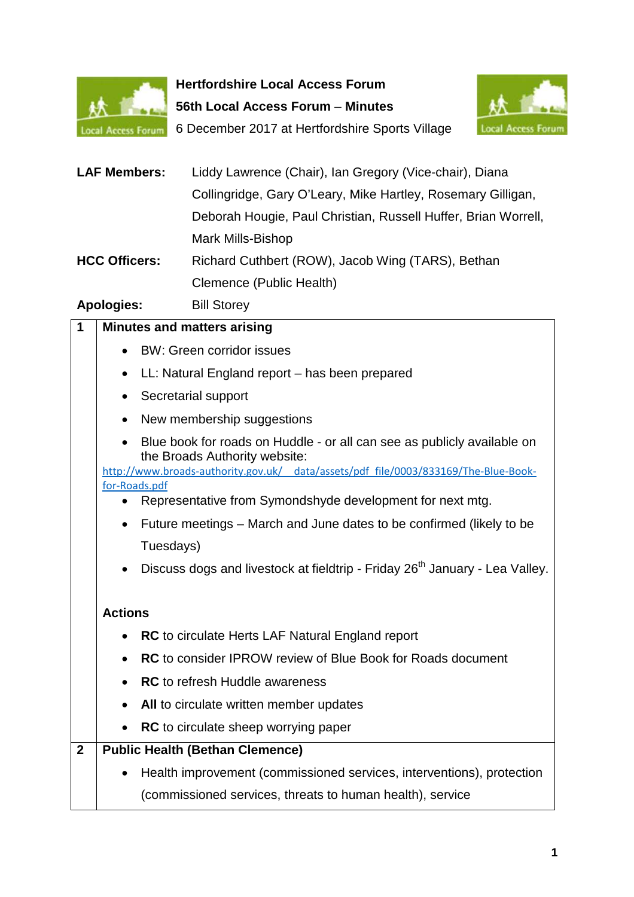# Hertfordshire Local Access Forum

## 56th Local Access Forum – Minutes

6 December 2017 at Hertfordshire Sports Village

**LAF Members:** Liddy Lawrence (Chair), Ian Gregory (Vice-chair), Diana Collingridge, Gary O'Leary, Mike Hartley, Rosemary Gilligan, Deborah Hougie, Paul Christian, Russell Huffer, Brian Worrell, Mark Mills-Bishop

**HCC Officers:** Richard Cuthbert (ROW), Jacob Wing (TARS), Bethan Clemence (Public Health)

**Apologies:** Bill Storey

| | |
|---|---|
| **1** | **Minutes and matters arising**<br>• BW: Green corridor issues<br>• LL: Natural England report – has been prepared<br>• Secretarial support<br>• New membership suggestions<br>• Blue book for roads on Huddle - or all can see as publicly available on the Broads Authority website: http://www.broads-authority.gov.uk/__data/assets/pdf_file/0003/833169/The-Blue-Book-for-Roads.pdf<br>• Representative from Symondshyde development for next mtg.<br>• Future meetings – March and June dates to be confirmed (likely to be Tuesdays)<br>• Discuss dogs and livestock at fieldtrip - Friday 26th January - Lea Valley.<br><br>**Actions**<br>• **RC** to circulate Herts LAF Natural England report<br>• **RC** to consider IPROW review of Blue Book for Roads document<br>• **RC** to refresh Huddle awareness<br>• **All** to circulate written member updates<br>• **RC** to circulate sheep worrying paper |
| **2** | **Public Health (Bethan Clemence)**<br>• Health improvement (commissioned services, interventions), protection (commissioned services, threats to human health), service |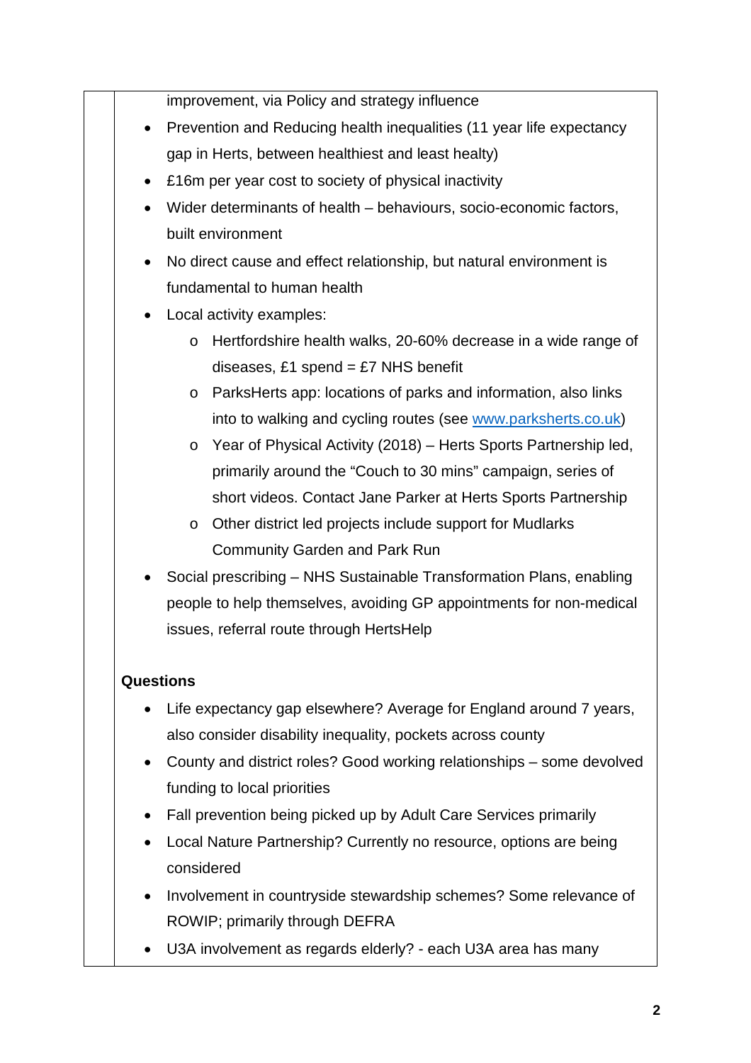improvement, via Policy and strategy influence

- Prevention and Reducing health inequalities (11 year life expectancy gap in Herts, between healthiest and least healty)
- £16m per year cost to society of physical inactivity
- Wider determinants of health – behaviours, socio-economic factors, built environment
- No direct cause and effect relationship, but natural environment is fundamental to human health
- Local activity examples:
    - Hertfordshire health walks, 20-60% decrease in a wide range of diseases, £1 spend = £7 NHS benefit
    - ParksHerts app: locations of parks and information, also links into to walking and cycling routes (see [www.parksherts.co.uk](http://www.parksherts.co.uk))
    - Year of Physical Activity (2018) – Herts Sports Partnership led, primarily around the "Couch to 30 mins" campaign, series of short videos. Contact Jane Parker at Herts Sports Partnership
    - Other district led projects include support for Mudlarks Community Garden and Park Run
- Social prescribing – NHS Sustainable Transformation Plans, enabling people to help themselves, avoiding GP appointments for non-medical issues, referral route through HertsHelp

**Questions**

- Life expectancy gap elsewhere? Average for England around 7 years, also consider disability inequality, pockets across county
- County and district roles? Good working relationships – some devolved funding to local priorities
- Fall prevention being picked up by Adult Care Services primarily
- Local Nature Partnership? Currently no resource, options are being considered
- Involvement in countryside stewardship schemes? Some relevance of ROWIP; primarily through DEFRA
- U3A involvement as regards elderly? - each U3A area has many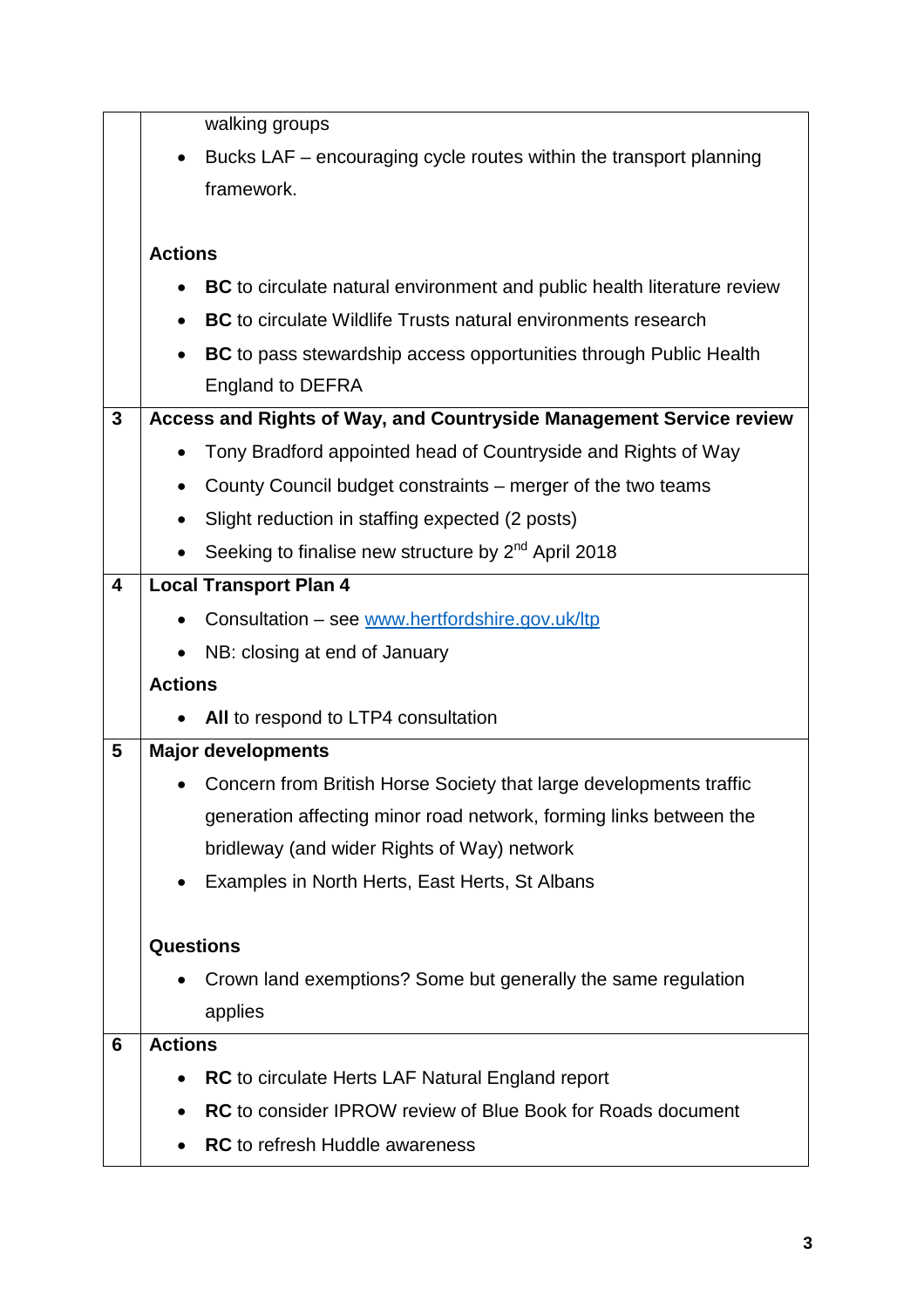| | |
|---|---|
| | walking groups<br>• Bucks LAF – encouraging cycle routes within the transport planning framework.<br><br>**Actions**<br>• **BC** to circulate natural environment and public health literature review<br>• **BC** to circulate Wildlife Trusts natural environments research<br>• **BC** to pass stewardship access opportunities through Public Health England to DEFRA |
| **3** | **Access and Rights of Way, and Countryside Management Service review**<br>• Tony Bradford appointed head of Countryside and Rights of Way<br>• County Council budget constraints – merger of the two teams<br>• Slight reduction in staffing expected (2 posts)<br>• Seeking to finalise new structure by 2nd April 2018 |
| **4** | **Local Transport Plan 4**<br>• Consultation – see www.hertfordshire.gov.uk/ltp<br>• NB: closing at end of January<br>**Actions**<br>• **All** to respond to LTP4 consultation |
| **5** | **Major developments**<br>• Concern from British Horse Society that large developments traffic generation affecting minor road network, forming links between the bridleway (and wider Rights of Way) network<br>• Examples in North Herts, East Herts, St Albans<br><br>**Questions**<br>• Crown land exemptions? Some but generally the same regulation applies |
| **6** | **Actions**<br>• **RC** to circulate Herts LAF Natural England report<br>• **RC** to consider IPROW review of Blue Book for Roads document<br>• **RC** to refresh Huddle awareness |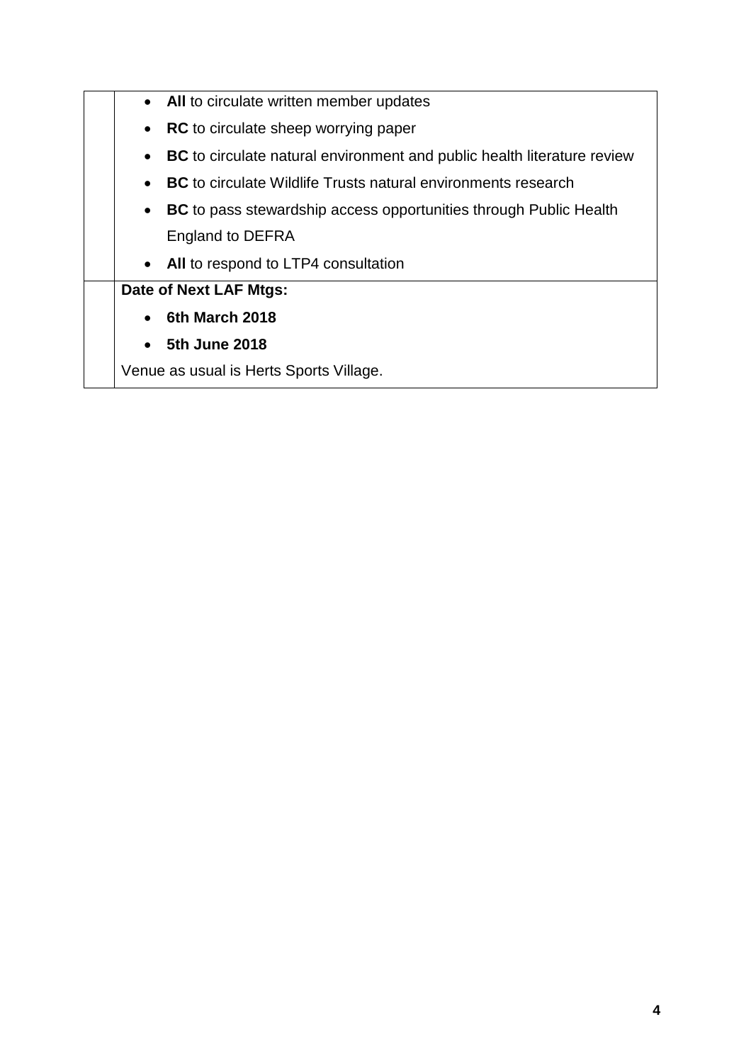| | |
|---|---|
| | • **All** to circulate written member updates<br>• **RC** to circulate sheep worrying paper<br>• **BC** to circulate natural environment and public health literature review<br>• **BC** to circulate Wildlife Trusts natural environments research<br>• **BC** to pass stewardship access opportunities through Public Health England to DEFRA<br>• **All** to respond to LTP4 consultation |
| | **Date of Next LAF Mtgs:**<br>• **6th March 2018**<br>• **5th June 2018**<br>Venue as usual is Herts Sports Village. |